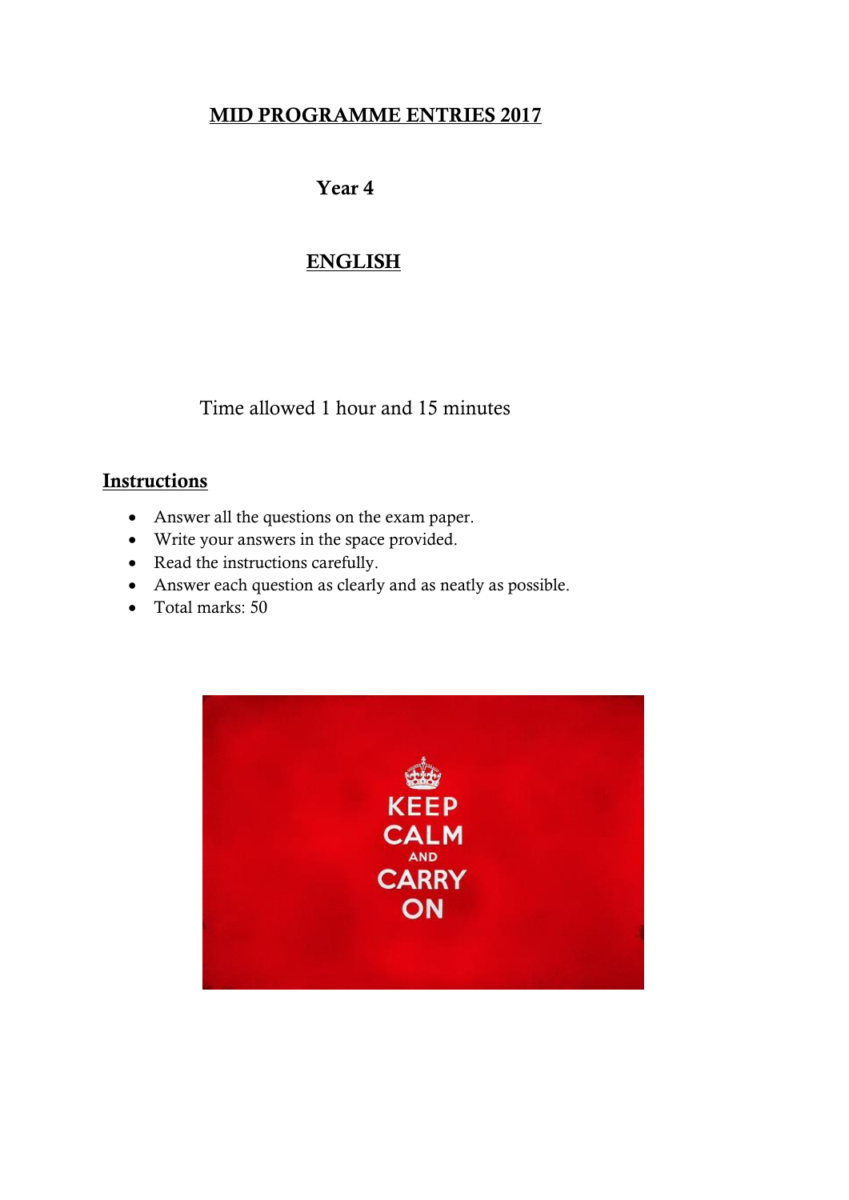# MID PROGRAMME ENTRIES 2017

## Year 4

## ENGLISH

Time allowed 1 hour and 15 minutes

## Instructions

- Answer all the questions on the exam paper.
- Write your answers in the space provided.
- Read the instructions carefully.
- Answer each question as clearly and as neatly as possible.
- Total marks: 50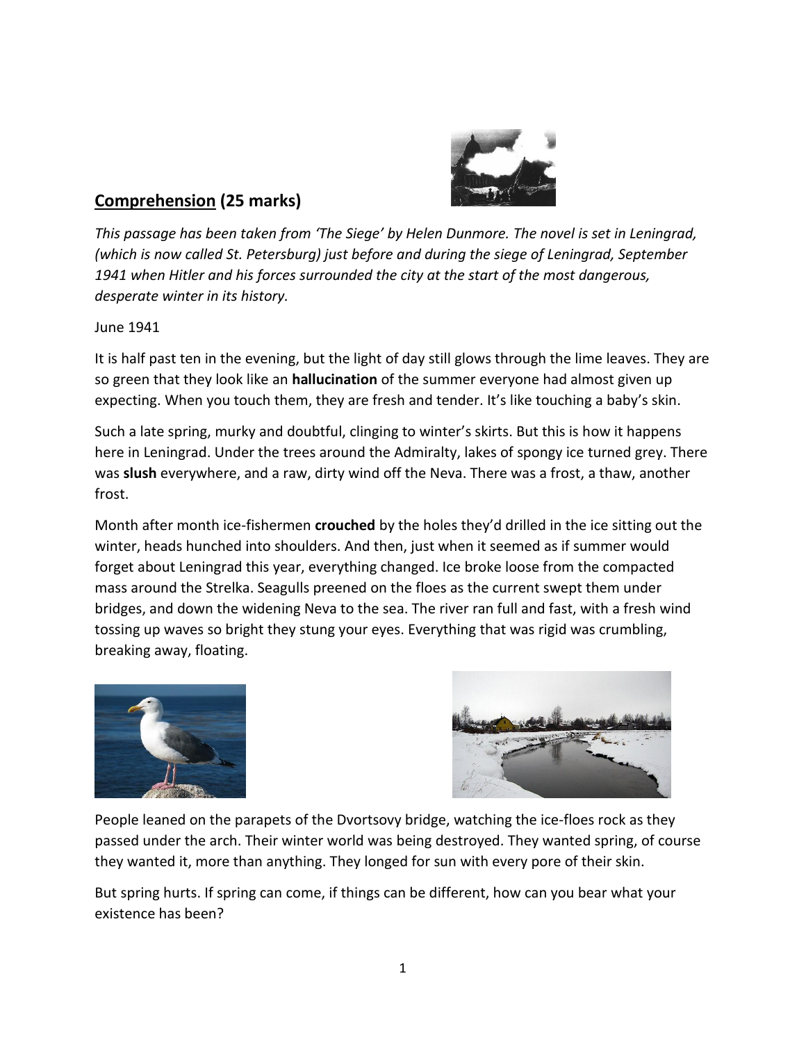## <u>Comprehension</u> (25 marks)

*This passage has been taken from 'The Siege' by Helen Dunmore. The novel is set in Leningrad, (which is now called St. Petersburg) just before and during the siege of Leningrad, September 1941 when Hitler and his forces surrounded the city at the start of the most dangerous, desperate winter in its history.*

June 1941

It is half past ten in the evening, but the light of day still glows through the lime leaves. They are so green that they look like an **hallucination** of the summer everyone had almost given up expecting. When you touch them, they are fresh and tender. It's like touching a baby's skin.

Such a late spring, murky and doubtful, clinging to winter's skirts. But this is how it happens here in Leningrad. Under the trees around the Admiralty, lakes of spongy ice turned grey. There was **slush** everywhere, and a raw, dirty wind off the Neva. There was a frost, a thaw, another frost.

Month after month ice-fishermen **crouched** by the holes they'd drilled in the ice sitting out the winter, heads hunched into shoulders. And then, just when it seemed as if summer would forget about Leningrad this year, everything changed. Ice broke loose from the compacted mass around the Strelka. Seagulls preened on the floes as the current swept them under bridges, and down the widening Neva to the sea. The river ran full and fast, with a fresh wind tossing up waves so bright they stung your eyes. Everything that was rigid was crumbling, breaking away, floating.

People leaned on the parapets of the Dvortsovy bridge, watching the ice-floes rock as they passed under the arch. Their winter world was being destroyed. They wanted spring, of course they wanted it, more than anything. They longed for sun with every pore of their skin.

But spring hurts. If spring can come, if things can be different, how can you bear what your existence has been?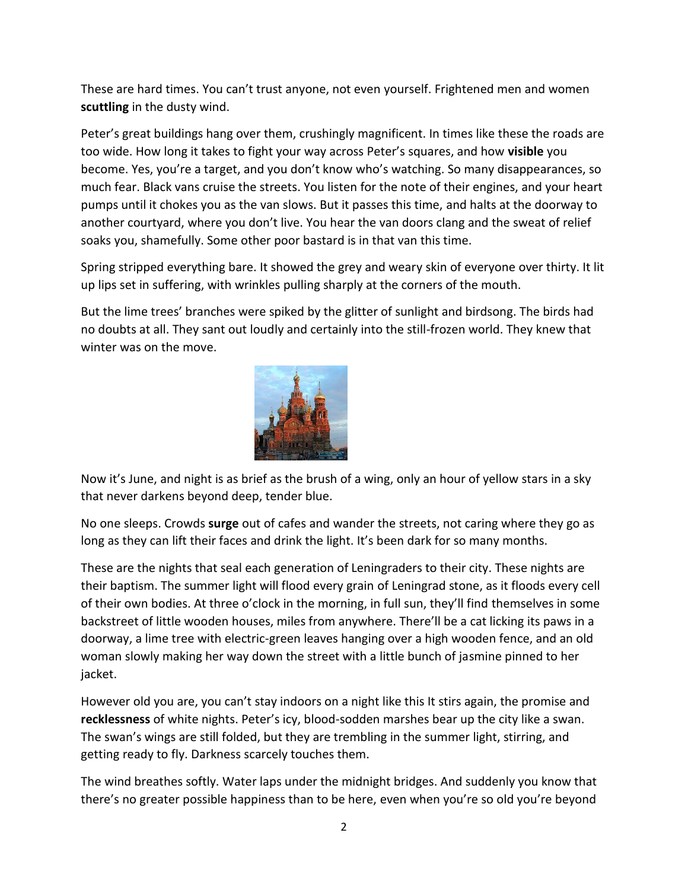These are hard times. You can't trust anyone, not even yourself. Frightened men and women **scuttling** in the dusty wind.

Peter's great buildings hang over them, crushingly magnificent. In times like these the roads are too wide. How long it takes to fight your way across Peter's squares, and how **visible** you become. Yes, you're a target, and you don't know who's watching. So many disappearances, so much fear. Black vans cruise the streets. You listen for the note of their engines, and your heart pumps until it chokes you as the van slows. But it passes this time, and halts at the doorway to another courtyard, where you don't live. You hear the van doors clang and the sweat of relief soaks you, shamefully. Some other poor bastard is in that van this time.

Spring stripped everything bare. It showed the grey and weary skin of everyone over thirty. It lit up lips set in suffering, with wrinkles pulling sharply at the corners of the mouth.

But the lime trees' branches were spiked by the glitter of sunlight and birdsong. The birds had no doubts at all. They sant out loudly and certainly into the still-frozen world. They knew that winter was on the move.

Now it's June, and night is as brief as the brush of a wing, only an hour of yellow stars in a sky that never darkens beyond deep, tender blue.

No one sleeps. Crowds **surge** out of cafes and wander the streets, not caring where they go as long as they can lift their faces and drink the light. It's been dark for so many months.

These are the nights that seal each generation of Leningraders to their city. These nights are their baptism. The summer light will flood every grain of Leningrad stone, as it floods every cell of their own bodies. At three o'clock in the morning, in full sun, they'll find themselves in some backstreet of little wooden houses, miles from anywhere. There'll be a cat licking its paws in a doorway, a lime tree with electric-green leaves hanging over a high wooden fence, and an old woman slowly making her way down the street with a little bunch of jasmine pinned to her jacket.

However old you are, you can't stay indoors on a night like this It stirs again, the promise and **recklessness** of white nights. Peter's icy, blood-sodden marshes bear up the city like a swan. The swan's wings are still folded, but they are trembling in the summer light, stirring, and getting ready to fly. Darkness scarcely touches them.

The wind breathes softly. Water laps under the midnight bridges. And suddenly you know that there's no greater possible happiness than to be here, even when you're so old you're beyond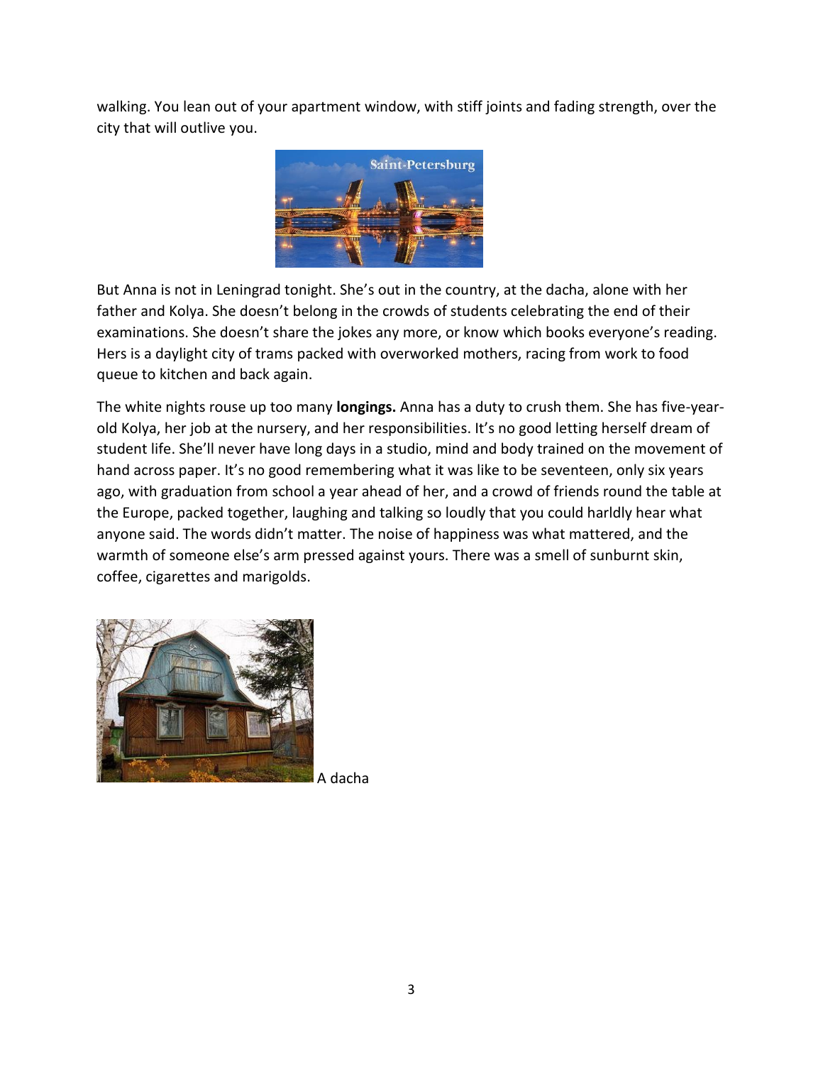walking. You lean out of your apartment window, with stiff joints and fading strength, over the city that will outlive you.

But Anna is not in Leningrad tonight. She's out in the country, at the dacha, alone with her father and Kolya. She doesn't belong in the crowds of students celebrating the end of their examinations. She doesn't share the jokes any more, or know which books everyone's reading. Hers is a daylight city of trams packed with overworked mothers, racing from work to food queue to kitchen and back again.

The white nights rouse up too many **longings.** Anna has a duty to crush them. She has five-year-old Kolya, her job at the nursery, and her responsibilities. It's no good letting herself dream of student life. She'll never have long days in a studio, mind and body trained on the movement of hand across paper. It's no good remembering what it was like to be seventeen, only six years ago, with graduation from school a year ahead of her, and a crowd of friends round the table at the Europe, packed together, laughing and talking so loudly that you could harldly hear what anyone said. The words didn't matter. The noise of happiness was what mattered, and the warmth of someone else's arm pressed against yours. There was a smell of sunburnt skin, coffee, cigarettes and marigolds.

A dacha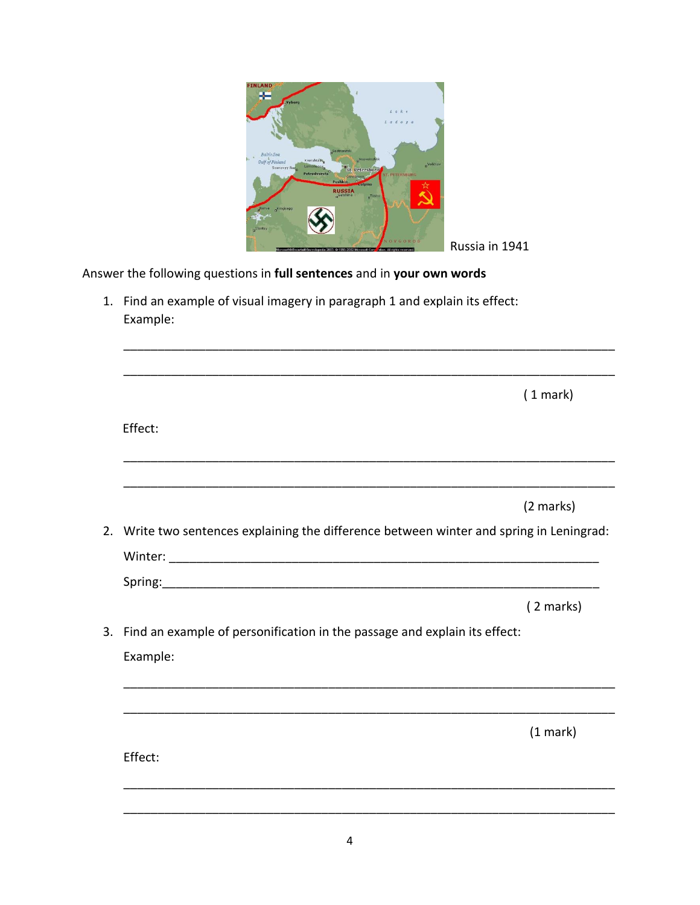Russia in 1941

Answer the following questions in **full sentences** and in **your own words**

1. Find an example of visual imagery in paragraph 1 and explain its effect:
   Example:

   ______________________________________________________________________

   ______________________________________________________________________

   ( 1 mark)

   Effect:

   ______________________________________________________________________

   ______________________________________________________________________

   (2 marks)

2. Write two sentences explaining the difference between winter and spring in Leningrad:

   Winter: ______________________________________________________________

   Spring: ______________________________________________________________

   ( 2 marks)

3. Find an example of personification in the passage and explain its effect:

   Example:

   ______________________________________________________________________

   ______________________________________________________________________

   (1 mark)

   Effect:

   ______________________________________________________________________

   ______________________________________________________________________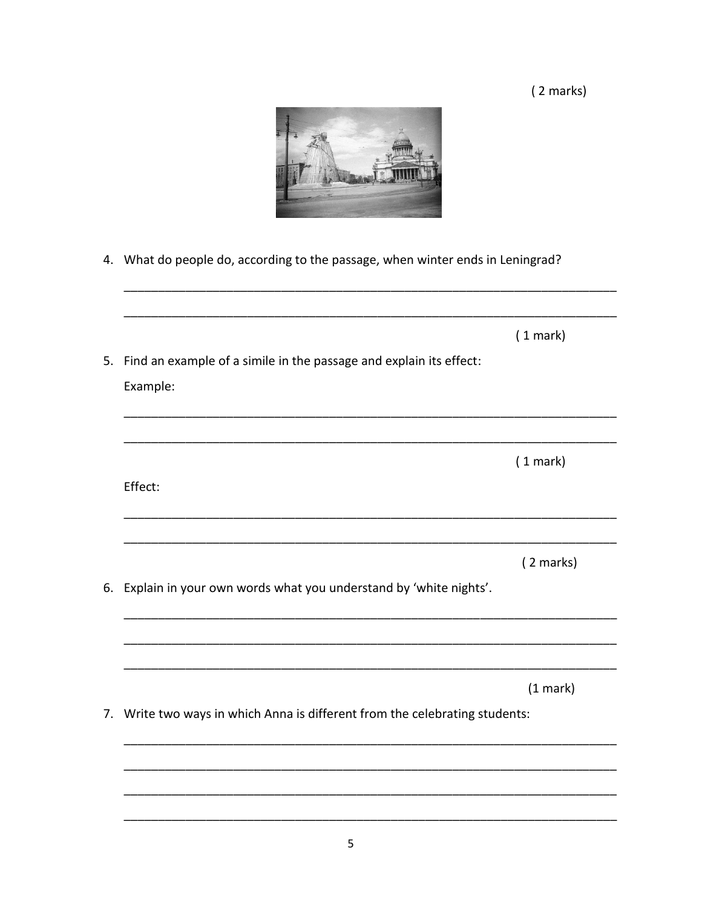( 2 marks)

4. What do people do, according to the passage, when winter ends in Leningrad?

_______________________________________________________________________

_______________________________________________________________________

( 1 mark)

5. Find an example of a simile in the passage and explain its effect:

   Example:

_______________________________________________________________________

_______________________________________________________________________

( 1 mark)

   Effect:

_______________________________________________________________________

_______________________________________________________________________

( 2 marks)

6. Explain in your own words what you understand by 'white nights'.

_______________________________________________________________________

_______________________________________________________________________

_______________________________________________________________________

(1 mark)

7. Write two ways in which Anna is different from the celebrating students:

_______________________________________________________________________

_______________________________________________________________________

_______________________________________________________________________

_______________________________________________________________________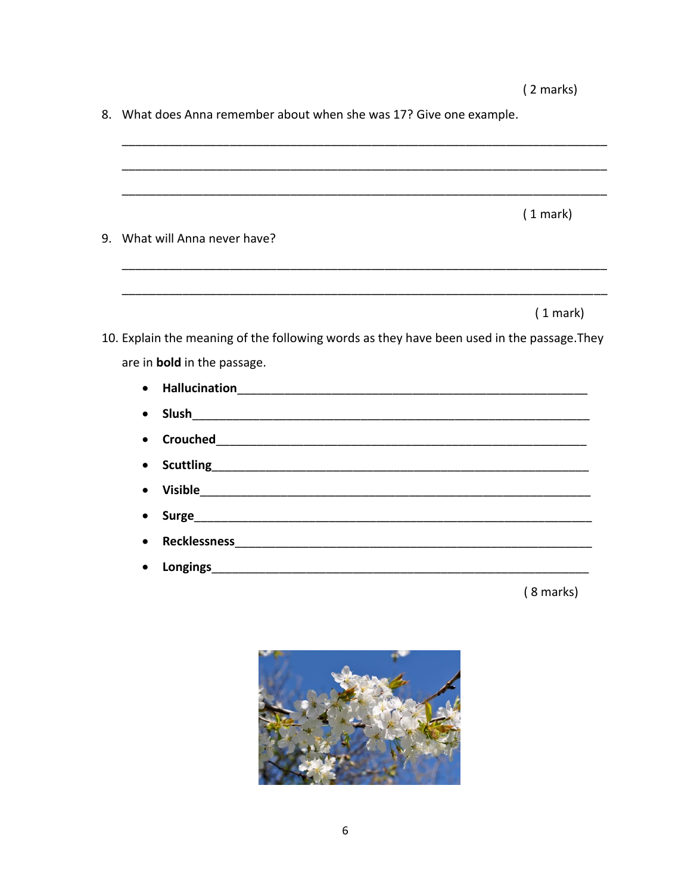( 2 marks)

8. What does Anna remember about when she was 17? Give one example.

___________________________________________________________________________

___________________________________________________________________________

___________________________________________________________________________

( 1 mark)

9. What will Anna never have?

___________________________________________________________________________

___________________________________________________________________________

( 1 mark)

10. Explain the meaning of the following words as they have been used in the passage.They are in **bold** in the passage.

- **Hallucination**______________________________________________________
- **Slush**___________________________________________________________
- **Crouched**________________________________________________________
- **Scuttling**_________________________________________________________
- **Visible**__________________________________________________________
- **Surge**___________________________________________________________
- **Recklessness**______________________________________________________
- **Longings**_________________________________________________________

( 8 marks)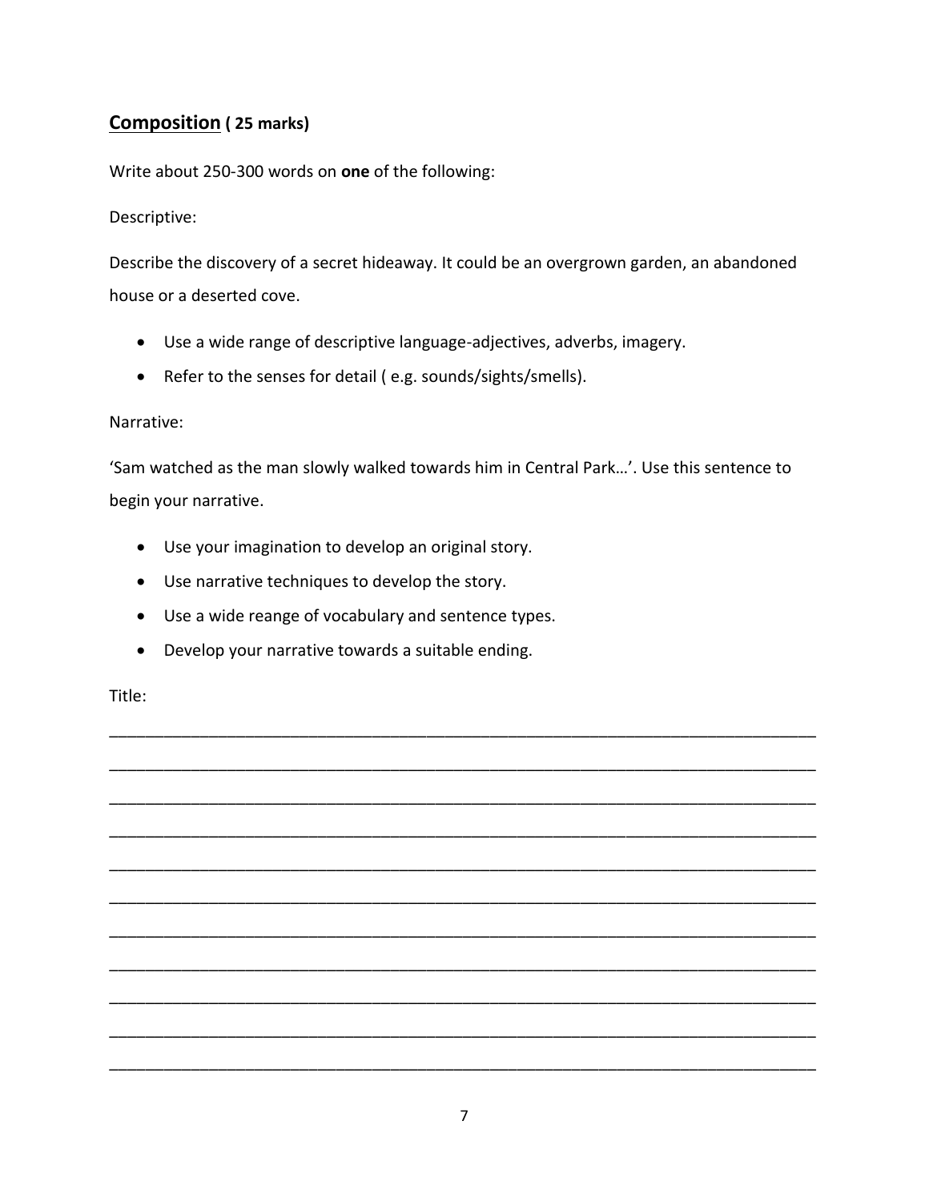## **Composition** **( 25 marks)**

Write about 250-300 words on **one** of the following:

Descriptive:

Describe the discovery of a secret hideaway. It could be an overgrown garden, an abandoned house or a deserted cove.

- Use a wide range of descriptive language-adjectives, adverbs, imagery.
- Refer to the senses for detail ( e.g. sounds/sights/smells).

Narrative:

'Sam watched as the man slowly walked towards him in Central Park…'. Use this sentence to begin your narrative.

- Use your imagination to develop an original story.
- Use narrative techniques to develop the story.
- Use a wide reange of vocabulary and sentence types.
- Develop your narrative towards a suitable ending.

Title:

___________________________________________________________________________

___________________________________________________________________________

___________________________________________________________________________

___________________________________________________________________________

___________________________________________________________________________

___________________________________________________________________________

___________________________________________________________________________

___________________________________________________________________________

___________________________________________________________________________

___________________________________________________________________________

___________________________________________________________________________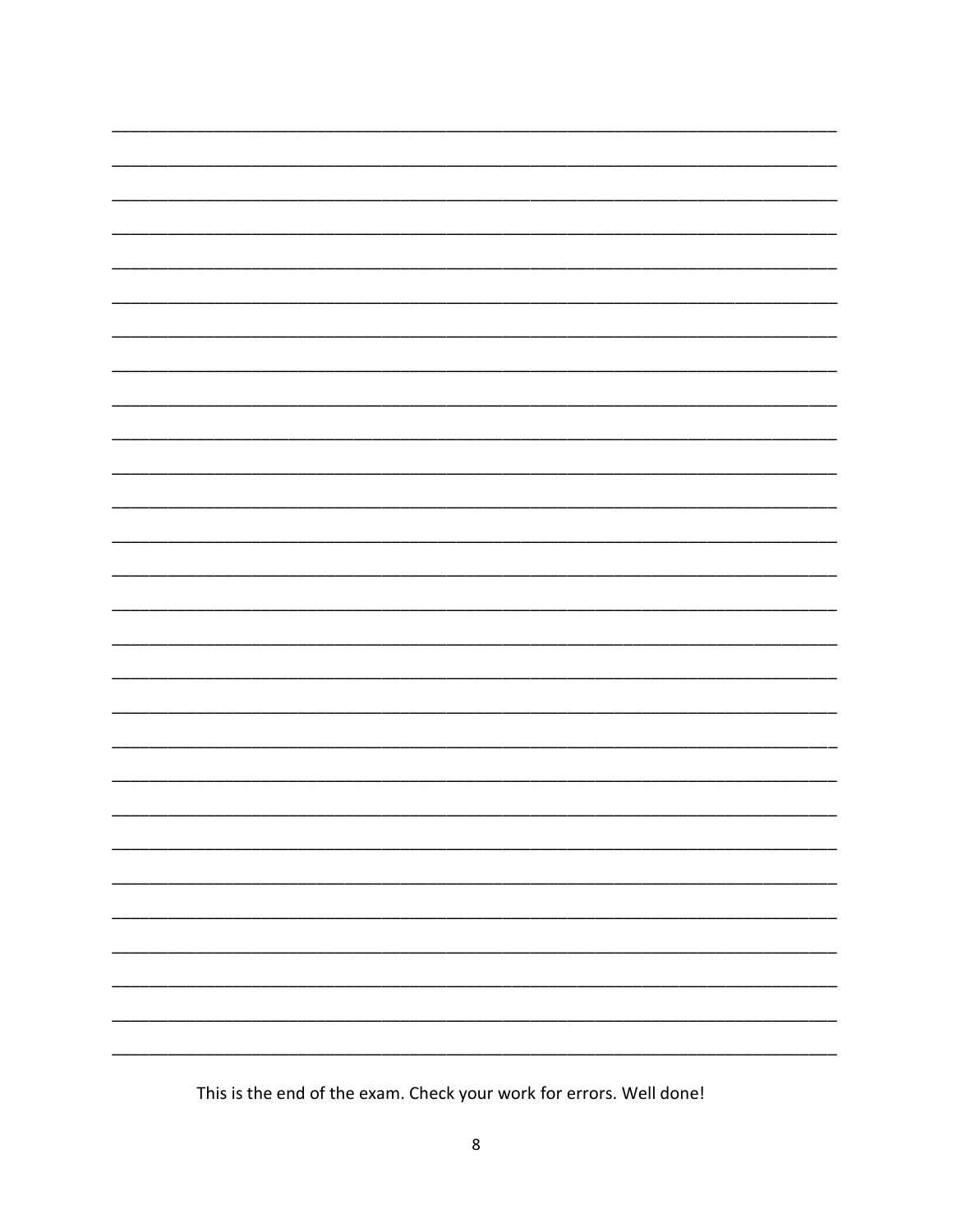This is the end of the exam. Check your work for errors. Well done!